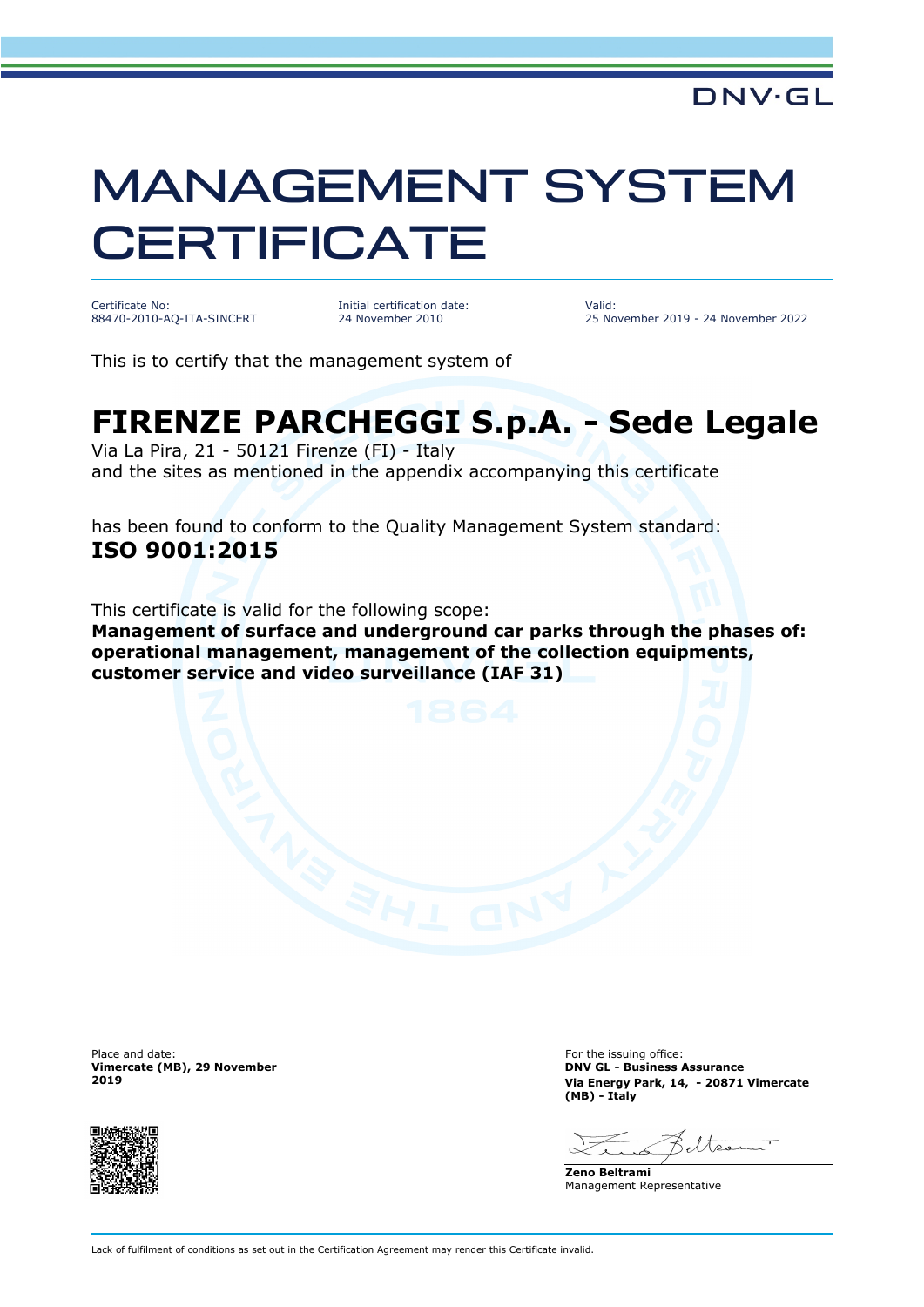DNV·GL

# MANAGEMENT SYSTEM CERTIFICATE

Certificate No:
88470-2010-AQ-ITA-SINCERT

Initial certification date:
24 November 2010

Valid:
25 November 2019 - 24 November 2022

This is to certify that the management system of

## FIRENZE PARCHEGGI S.p.A. - Sede Legale

Via La Pira, 21 - 50121 Firenze (FI) - Italy
and the sites as mentioned in the appendix accompanying this certificate

has been found to conform to the Quality Management System standard:
**ISO 9001:2015**

This certificate is valid for the following scope:
**Management of surface and underground car parks through the phases of: operational management, management of the collection equipments, customer service and video surveillance (IAF 31)**

Place and date:
**Vimercate (MB), 29 November 2019**

For the issuing office:
**DNV GL - Business Assurance**
**Via Energy Park, 14, - 20871 Vimercate (MB) - Italy**

**Zeno Beltrami**
Management Representative

Lack of fulfilment of conditions as set out in the Certification Agreement may render this Certificate invalid.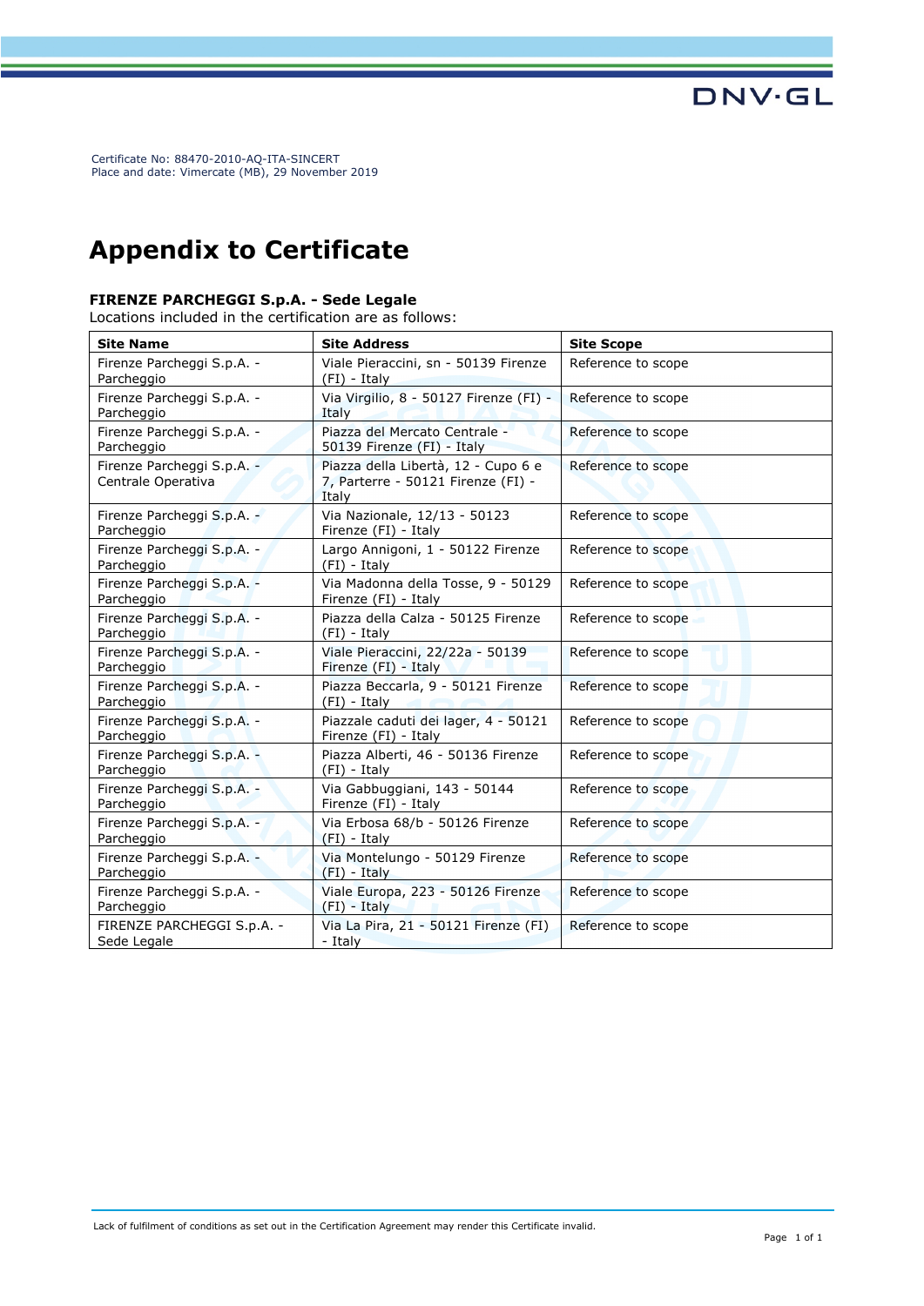Certificate No: 88470-2010-AQ-ITA-SINCERT
Place and date: Vimercate (MB), 29 November 2019

# Appendix to Certificate

**FIRENZE PARCHEGGI S.p.A. - Sede Legale**
Locations included in the certification are as follows:

| Site Name | Site Address | Site Scope |
|---|---|---|
| Firenze Parcheggi S.p.A. - Parcheggio | Viale Pieraccini, sn - 50139 Firenze (FI) - Italy | Reference to scope |
| Firenze Parcheggi S.p.A. - Parcheggio | Via Virgilio, 8 - 50127 Firenze (FI) - Italy | Reference to scope |
| Firenze Parcheggi S.p.A. - Parcheggio | Piazza del Mercato Centrale - 50139 Firenze (FI) - Italy | Reference to scope |
| Firenze Parcheggi S.p.A. - Centrale Operativa | Piazza della Libertà, 12 - Cupo 6 e 7, Parterre - 50121 Firenze (FI) - Italy | Reference to scope |
| Firenze Parcheggi S.p.A. - Parcheggio | Via Nazionale, 12/13 - 50123 Firenze (FI) - Italy | Reference to scope |
| Firenze Parcheggi S.p.A. - Parcheggio | Largo Annigoni, 1 - 50122 Firenze (FI) - Italy | Reference to scope |
| Firenze Parcheggi S.p.A. - Parcheggio | Via Madonna della Tosse, 9 - 50129 Firenze (FI) - Italy | Reference to scope |
| Firenze Parcheggi S.p.A. - Parcheggio | Piazza della Calza - 50125 Firenze (FI) - Italy | Reference to scope |
| Firenze Parcheggi S.p.A. - Parcheggio | Viale Pieraccini, 22/22a - 50139 Firenze (FI) - Italy | Reference to scope |
| Firenze Parcheggi S.p.A. - Parcheggio | Piazza Beccarla, 9 - 50121 Firenze (FI) - Italy | Reference to scope |
| Firenze Parcheggi S.p.A. - Parcheggio | Piazzale caduti dei lager, 4 - 50121 Firenze (FI) - Italy | Reference to scope |
| Firenze Parcheggi S.p.A. - Parcheggio | Piazza Alberti, 46 - 50136 Firenze (FI) - Italy | Reference to scope |
| Firenze Parcheggi S.p.A. - Parcheggio | Via Gabbuggiani, 143 - 50144 Firenze (FI) - Italy | Reference to scope |
| Firenze Parcheggi S.p.A. - Parcheggio | Via Erbosa 68/b - 50126 Firenze (FI) - Italy | Reference to scope |
| Firenze Parcheggi S.p.A. - Parcheggio | Via Montelungo - 50129 Firenze (FI) - Italy | Reference to scope |
| Firenze Parcheggi S.p.A. - Parcheggio | Viale Europa, 223 - 50126 Firenze (FI) - Italy | Reference to scope |
| FIRENZE PARCHEGGI S.p.A. - Sede Legale | Via La Pira, 21 - 50121 Firenze (FI) - Italy | Reference to scope |

Lack of fulfilment of conditions as set out in the Certification Agreement may render this Certificate invalid.